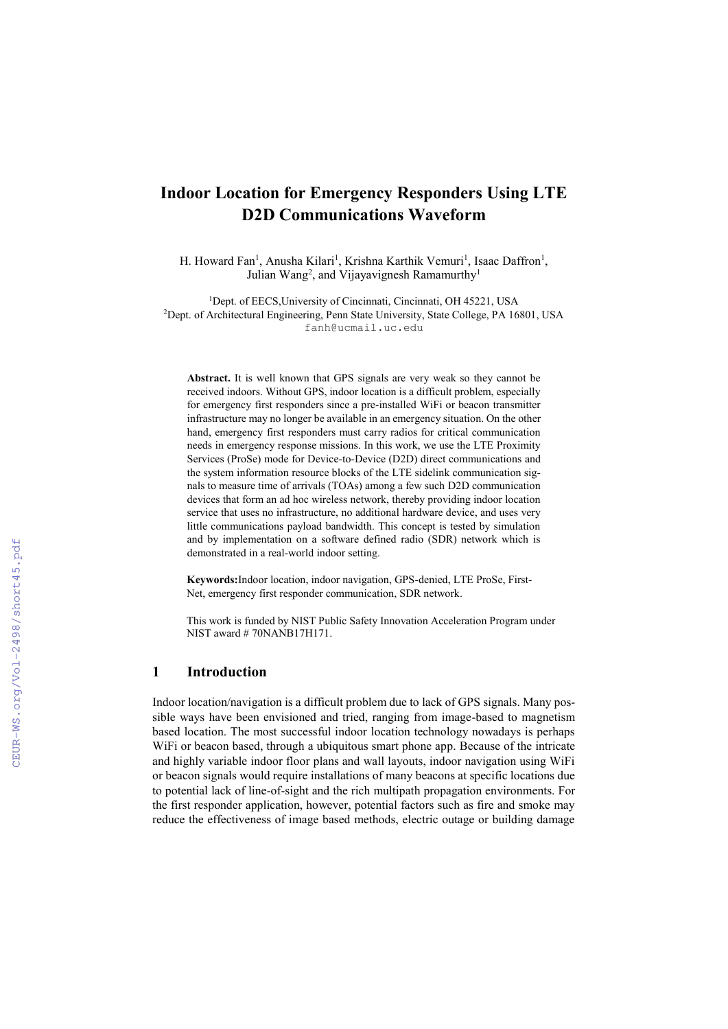# Indoor Location for Emergency Responders Using LTE D2D Communications Waveform

H. Howard Fan[1], Anusha Kilari[1], Krishna Karthik Vemuri[1], Isaac Daffron[1], Julian Wang[2], and Vijayavignesh Ramamurthy[1]

[1]Dept. of EECS,University of Cincinnati, Cincinnati, OH 45221, USA
[2]Dept. of Architectural Engineering, Penn State University, State College, PA 16801, USA
fanh@ucmail.uc.edu

**Abstract.** It is well known that GPS signals are very weak so they cannot be received indoors. Without GPS, indoor location is a difficult problem, especially for emergency first responders since a pre-installed WiFi or beacon transmitter infrastructure may no longer be available in an emergency situation. On the other hand, emergency first responders must carry radios for critical communication needs in emergency response missions. In this work, we use the LTE Proximity Services (ProSe) mode for Device-to-Device (D2D) direct communications and the system information resource blocks of the LTE sidelink communication signals to measure time of arrivals (TOAs) among a few such D2D communication devices that form an ad hoc wireless network, thereby providing indoor location service that uses no infrastructure, no additional hardware device, and uses very little communications payload bandwidth. This concept is tested by simulation and by implementation on a software defined radio (SDR) network which is demonstrated in a real-world indoor setting.

**Keywords:**Indoor location, indoor navigation, GPS-denied, LTE ProSe, First-Net, emergency first responder communication, SDR network.

This work is funded by NIST Public Safety Innovation Acceleration Program under NIST award # 70NANB17H171.

## 1 Introduction

Indoor location/navigation is a difficult problem due to lack of GPS signals. Many possible ways have been envisioned and tried, ranging from image-based to magnetism based location. The most successful indoor location technology nowadays is perhaps WiFi or beacon based, through a ubiquitous smart phone app. Because of the intricate and highly variable indoor floor plans and wall layouts, indoor navigation using WiFi or beacon signals would require installations of many beacons at specific locations due to potential lack of line-of-sight and the rich multipath propagation environments. For the first responder application, however, potential factors such as fire and smoke may reduce the effectiveness of image based methods, electric outage or building damage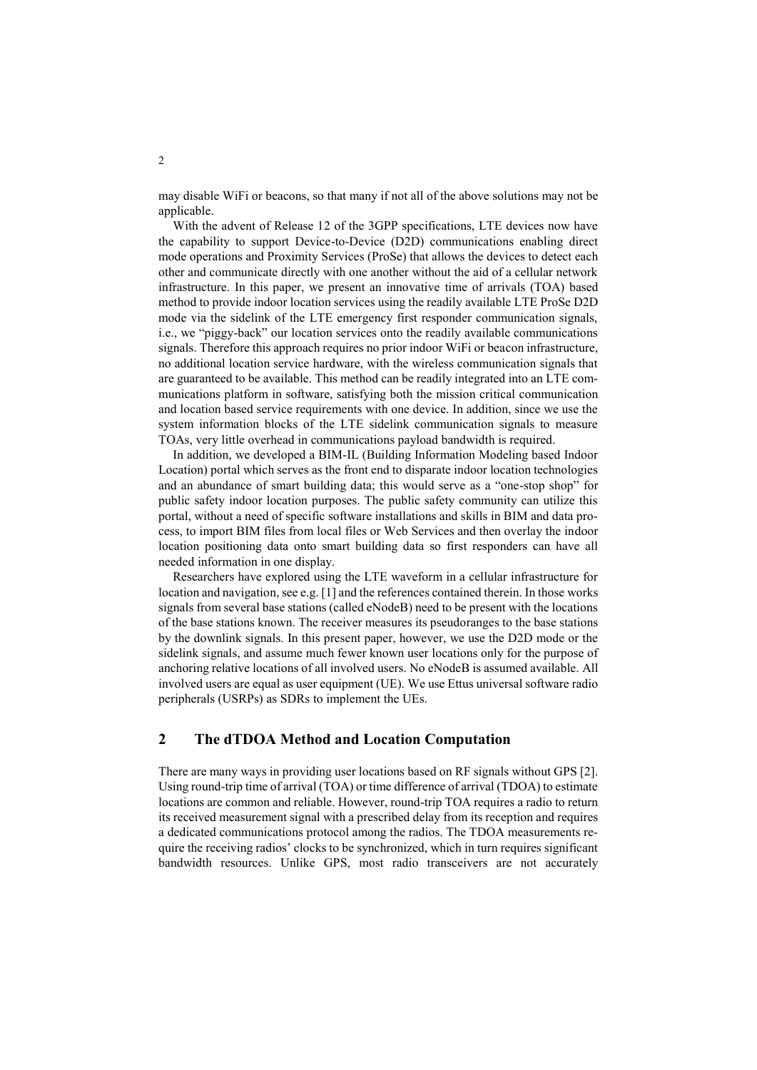may disable WiFi or beacons, so that many if not all of the above solutions may not be applicable.

With the advent of Release 12 of the 3GPP specifications, LTE devices now have the capability to support Device-to-Device (D2D) communications enabling direct mode operations and Proximity Services (ProSe) that allows the devices to detect each other and communicate directly with one another without the aid of a cellular network infrastructure. In this paper, we present an innovative time of arrivals (TOA) based method to provide indoor location services using the readily available LTE ProSe D2D mode via the sidelink of the LTE emergency first responder communication signals, i.e., we "piggy-back" our location services onto the readily available communications signals. Therefore this approach requires no prior indoor WiFi or beacon infrastructure, no additional location service hardware, with the wireless communication signals that are guaranteed to be available. This method can be readily integrated into an LTE communications platform in software, satisfying both the mission critical communication and location based service requirements with one device. In addition, since we use the system information blocks of the LTE sidelink communication signals to measure TOAs, very little overhead in communications payload bandwidth is required.

In addition, we developed a BIM-IL (Building Information Modeling based Indoor Location) portal which serves as the front end to disparate indoor location technologies and an abundance of smart building data; this would serve as a "one-stop shop" for public safety indoor location purposes. The public safety community can utilize this portal, without a need of specific software installations and skills in BIM and data process, to import BIM files from local files or Web Services and then overlay the indoor location positioning data onto smart building data so first responders can have all needed information in one display.

Researchers have explored using the LTE waveform in a cellular infrastructure for location and navigation, see e.g. [1] and the references contained therein. In those works signals from several base stations (called eNodeB) need to be present with the locations of the base stations known. The receiver measures its pseudoranges to the base stations by the downlink signals. In this present paper, however, we use the D2D mode or the sidelink signals, and assume much fewer known user locations only for the purpose of anchoring relative locations of all involved users. No eNodeB is assumed available. All involved users are equal as user equipment (UE). We use Ettus universal software radio peripherals (USRPs) as SDRs to implement the UEs.

## 2 The dTDOA Method and Location Computation

There are many ways in providing user locations based on RF signals without GPS [2]. Using round-trip time of arrival (TOA) or time difference of arrival (TDOA) to estimate locations are common and reliable. However, round-trip TOA requires a radio to return its received measurement signal with a prescribed delay from its reception and requires a dedicated communications protocol among the radios. The TDOA measurements require the receiving radios' clocks to be synchronized, which in turn requires significant bandwidth resources. Unlike GPS, most radio transceivers are not accurately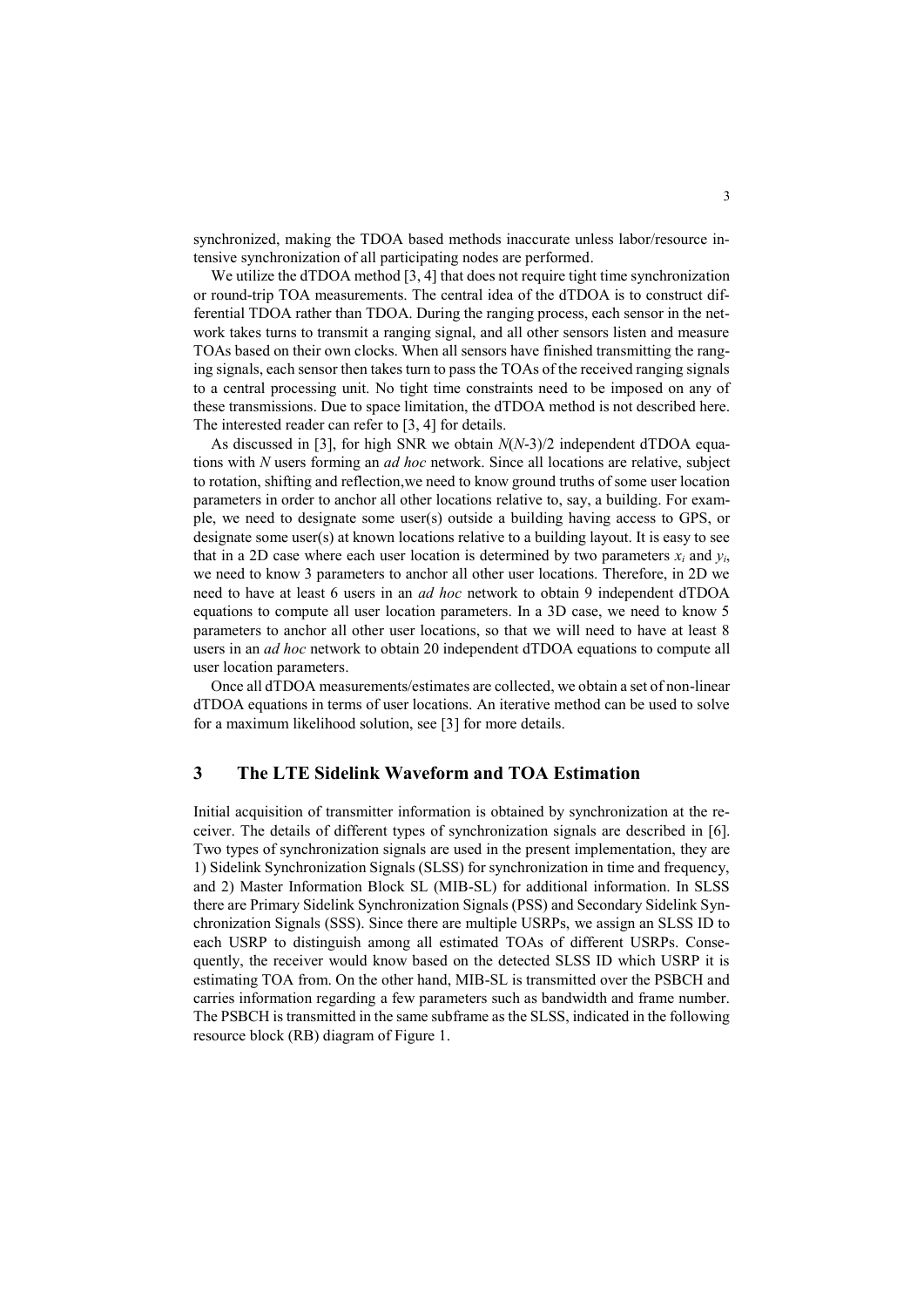synchronized, making the TDOA based methods inaccurate unless labor/resource intensive synchronization of all participating nodes are performed.

We utilize the dTDOA method [3, 4] that does not require tight time synchronization or round-trip TOA measurements. The central idea of the dTDOA is to construct differential TDOA rather than TDOA. During the ranging process, each sensor in the network takes turns to transmit a ranging signal, and all other sensors listen and measure TOAs based on their own clocks. When all sensors have finished transmitting the ranging signals, each sensor then takes turn to pass the TOAs of the received ranging signals to a central processing unit. No tight time constraints need to be imposed on any of these transmissions. Due to space limitation, the dTDOA method is not described here. The interested reader can refer to [3, 4] for details.

As discussed in [3], for high SNR we obtain $N(N\text{-}3)/2$ independent dTDOA equations with $N$ users forming an *ad hoc* network. Since all locations are relative, subject to rotation, shifting and reflection,we need to know ground truths of some user location parameters in order to anchor all other locations relative to, say, a building. For example, we need to designate some user(s) outside a building having access to GPS, or designate some user(s) at known locations relative to a building layout. It is easy to see that in a 2D case where each user location is determined by two parameters $x_i$ and $y_i$, we need to know 3 parameters to anchor all other user locations. Therefore, in 2D we need to have at least 6 users in an *ad hoc* network to obtain 9 independent dTDOA equations to compute all user location parameters. In a 3D case, we need to know 5 parameters to anchor all other user locations, so that we will need to have at least 8 users in an *ad hoc* network to obtain 20 independent dTDOA equations to compute all user location parameters.

Once all dTDOA measurements/estimates are collected, we obtain a set of non-linear dTDOA equations in terms of user locations. An iterative method can be used to solve for a maximum likelihood solution, see [3] for more details.

## 3 The LTE Sidelink Waveform and TOA Estimation

Initial acquisition of transmitter information is obtained by synchronization at the receiver. The details of different types of synchronization signals are described in [6]. Two types of synchronization signals are used in the present implementation, they are 1) Sidelink Synchronization Signals (SLSS) for synchronization in time and frequency, and 2) Master Information Block SL (MIB-SL) for additional information. In SLSS there are Primary Sidelink Synchronization Signals (PSS) and Secondary Sidelink Synchronization Signals (SSS). Since there are multiple USRPs, we assign an SLSS ID to each USRP to distinguish among all estimated TOAs of different USRPs. Consequently, the receiver would know based on the detected SLSS ID which USRP it is estimating TOA from. On the other hand, MIB-SL is transmitted over the PSBCH and carries information regarding a few parameters such as bandwidth and frame number. The PSBCH is transmitted in the same subframe as the SLSS, indicated in the following resource block (RB) diagram of Figure 1.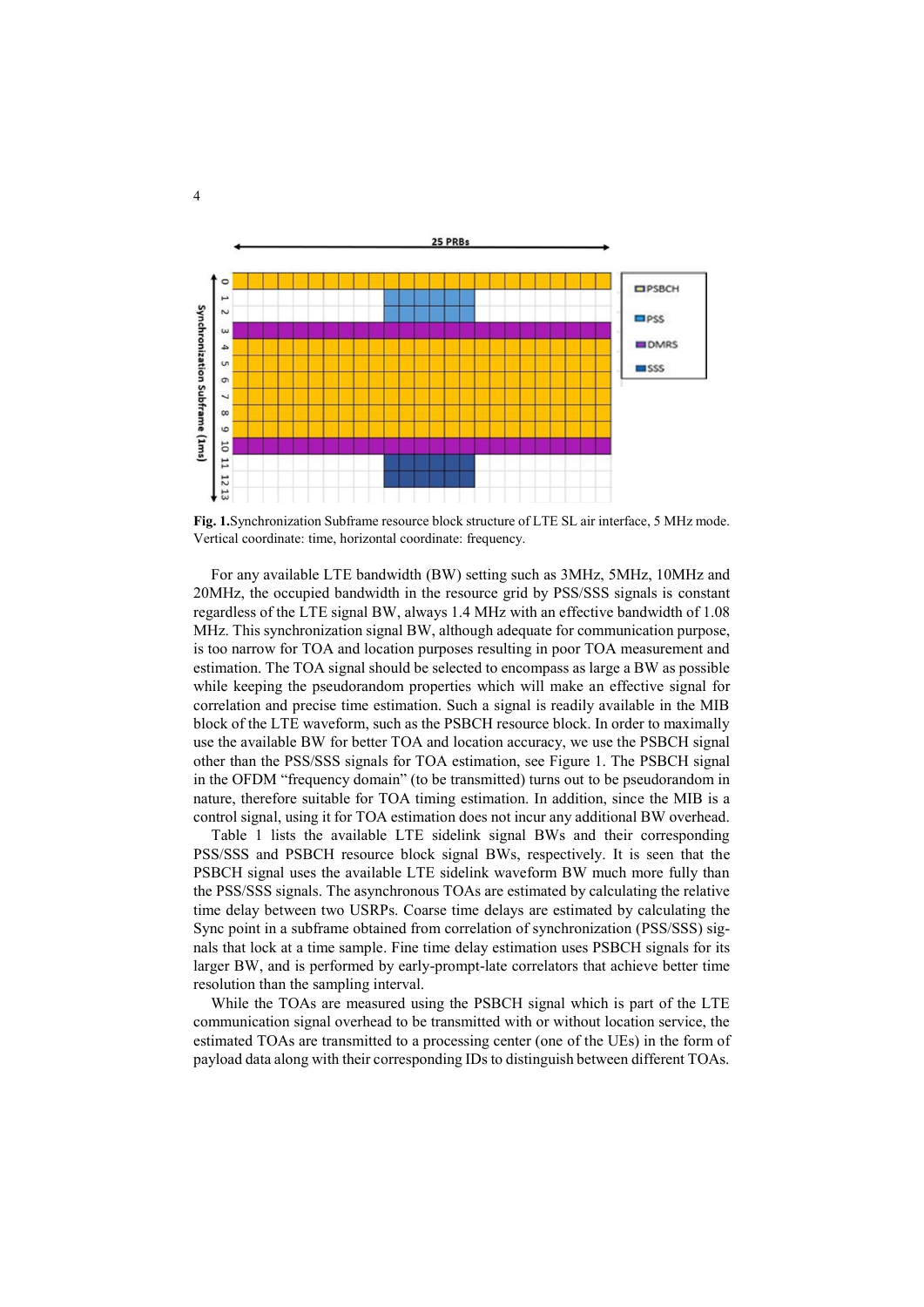**Fig. 1.** Synchronization Subframe resource block structure of LTE SL air interface, 5 MHz mode. Vertical coordinate: time, horizontal coordinate: frequency.

For any available LTE bandwidth (BW) setting such as 3MHz, 5MHz, 10MHz and 20MHz, the occupied bandwidth in the resource grid by PSS/SSS signals is constant regardless of the LTE signal BW, always 1.4 MHz with an effective bandwidth of 1.08 MHz. This synchronization signal BW, although adequate for communication purpose, is too narrow for TOA and location purposes resulting in poor TOA measurement and estimation. The TOA signal should be selected to encompass as large a BW as possible while keeping the pseudorandom properties which will make an effective signal for correlation and precise time estimation. Such a signal is readily available in the MIB block of the LTE waveform, such as the PSBCH resource block. In order to maximally use the available BW for better TOA and location accuracy, we use the PSBCH signal other than the PSS/SSS signals for TOA estimation, see Figure 1. The PSBCH signal in the OFDM "frequency domain" (to be transmitted) turns out to be pseudorandom in nature, therefore suitable for TOA timing estimation. In addition, since the MIB is a control signal, using it for TOA estimation does not incur any additional BW overhead.

Table 1 lists the available LTE sidelink signal BWs and their corresponding PSS/SSS and PSBCH resource block signal BWs, respectively. It is seen that the PSBCH signal uses the available LTE sidelink waveform BW much more fully than the PSS/SSS signals. The asynchronous TOAs are estimated by calculating the relative time delay between two USRPs. Coarse time delays are estimated by calculating the Sync point in a subframe obtained from correlation of synchronization (PSS/SSS) signals that lock at a time sample. Fine time delay estimation uses PSBCH signals for its larger BW, and is performed by early-prompt-late correlators that achieve better time resolution than the sampling interval.

While the TOAs are measured using the PSBCH signal which is part of the LTE communication signal overhead to be transmitted with or without location service, the estimated TOAs are transmitted to a processing center (one of the UEs) in the form of payload data along with their corresponding IDs to distinguish between different TOAs.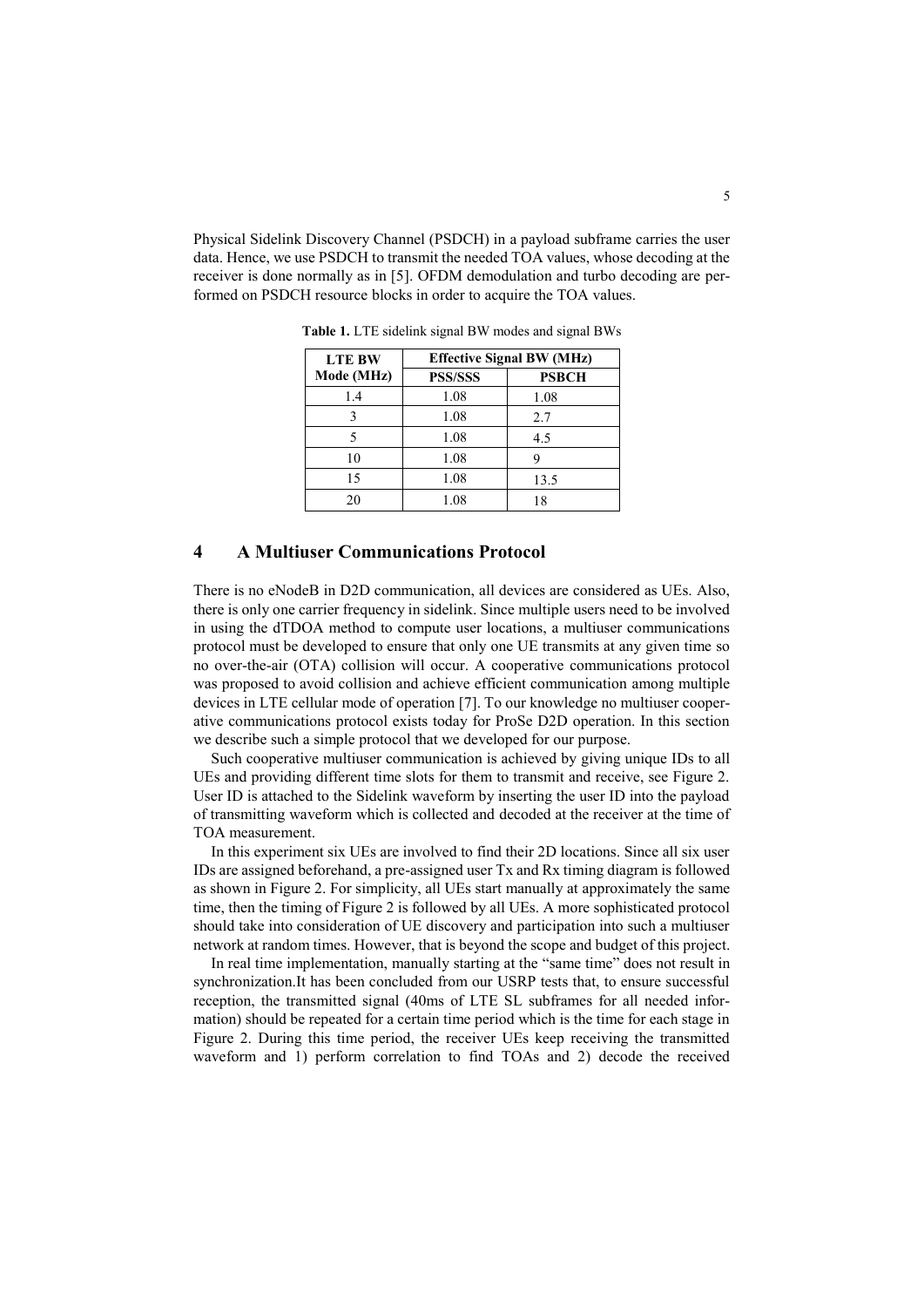Physical Sidelink Discovery Channel (PSDCH) in a payload subframe carries the user data. Hence, we use PSDCH to transmit the needed TOA values, whose decoding at the receiver is done normally as in [5]. OFDM demodulation and turbo decoding are performed on PSDCH resource blocks in order to acquire the TOA values.

**Table 1.** LTE sidelink signal BW modes and signal BWs

| LTE BW Mode (MHz) | Effective Signal BW (MHz) | |
|---|---|---|
| | PSS/SSS | PSBCH |
| 1.4 | 1.08 | 1.08 |
| 3 | 1.08 | 2.7 |
| 5 | 1.08 | 4.5 |
| 10 | 1.08 | 9 |
| 15 | 1.08 | 13.5 |
| 20 | 1.08 | 18 |

## 4 A Multiuser Communications Protocol

There is no eNodeB in D2D communication, all devices are considered as UEs. Also, there is only one carrier frequency in sidelink. Since multiple users need to be involved in using the dTDOA method to compute user locations, a multiuser communications protocol must be developed to ensure that only one UE transmits at any given time so no over-the-air (OTA) collision will occur. A cooperative communications protocol was proposed to avoid collision and achieve efficient communication among multiple devices in LTE cellular mode of operation [7]. To our knowledge no multiuser cooperative communications protocol exists today for ProSe D2D operation. In this section we describe such a simple protocol that we developed for our purpose.

Such cooperative multiuser communication is achieved by giving unique IDs to all UEs and providing different time slots for them to transmit and receive, see Figure 2. User ID is attached to the Sidelink waveform by inserting the user ID into the payload of transmitting waveform which is collected and decoded at the receiver at the time of TOA measurement.

In this experiment six UEs are involved to find their 2D locations. Since all six user IDs are assigned beforehand, a pre-assigned user Tx and Rx timing diagram is followed as shown in Figure 2. For simplicity, all UEs start manually at approximately the same time, then the timing of Figure 2 is followed by all UEs. A more sophisticated protocol should take into consideration of UE discovery and participation into such a multiuser network at random times. However, that is beyond the scope and budget of this project.

In real time implementation, manually starting at the "same time" does not result in synchronization.It has been concluded from our USRP tests that, to ensure successful reception, the transmitted signal (40ms of LTE SL subframes for all needed information) should be repeated for a certain time period which is the time for each stage in Figure 2. During this time period, the receiver UEs keep receiving the transmitted waveform and 1) perform correlation to find TOAs and 2) decode the received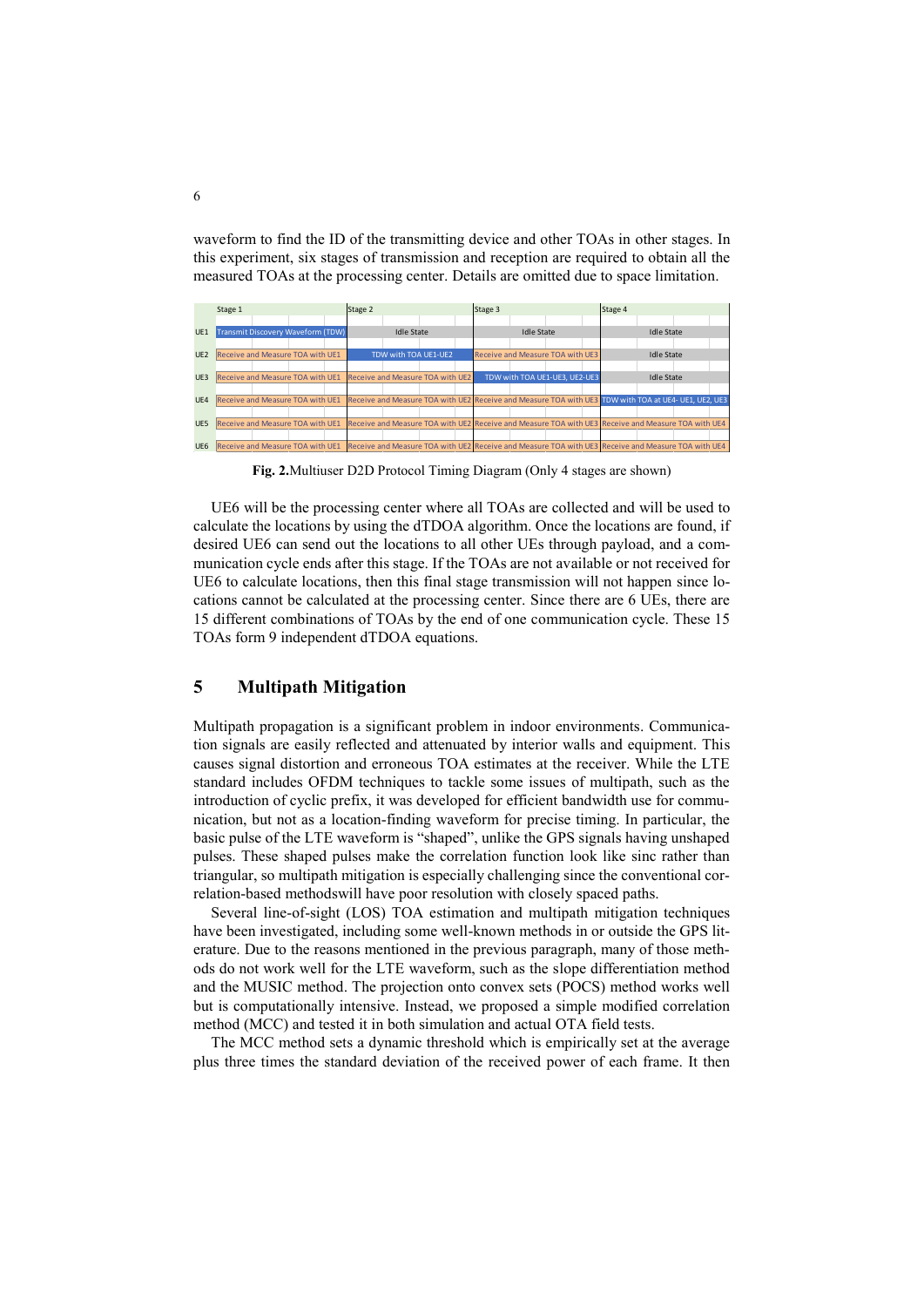waveform to find the ID of the transmitting device and other TOAs in other stages. In this experiment, six stages of transmission and reception are required to obtain all the measured TOAs at the processing center. Details are omitted due to space limitation.

| | Stage 1 | Stage 2 | Stage 3 | Stage 4 |
|---|---|---|---|---|
| UE1 | Transmit Discovery Waveform (TDW) | Idle State | Idle State | Idle State |
| UE2 | Receive and Measure TOA with UE1 | TDW with TOA UE1-UE2 | Receive and Measure TOA with UE3 | Idle State |
| UE3 | Receive and Measure TOA with UE1 | Receive and Measure TOA with UE2 | TDW with TOA UE1-UE3, UE2-UE3 | Idle State |
| UE4 | Receive and Measure TOA with UE1 | Receive and Measure TOA with UE2 | Receive and Measure TOA with UE3 | TDW with TOA at UE4- UE1, UE2, UE3 |
| UE5 | Receive and Measure TOA with UE1 | Receive and Measure TOA with UE2 | Receive and Measure TOA with UE3 | Receive and Measure TOA with UE4 |
| UE6 | Receive and Measure TOA with UE1 | Receive and Measure TOA with UE2 | Receive and Measure TOA with UE3 | Receive and Measure TOA with UE4 |

**Fig. 2.**Multiuser D2D Protocol Timing Diagram (Only 4 stages are shown)

UE6 will be the processing center where all TOAs are collected and will be used to calculate the locations by using the dTDOA algorithm. Once the locations are found, if desired UE6 can send out the locations to all other UEs through payload, and a communication cycle ends after this stage. If the TOAs are not available or not received for UE6 to calculate locations, then this final stage transmission will not happen since locations cannot be calculated at the processing center. Since there are 6 UEs, there are 15 different combinations of TOAs by the end of one communication cycle. These 15 TOAs form 9 independent dTDOA equations.

## 5 Multipath Mitigation

Multipath propagation is a significant problem in indoor environments. Communication signals are easily reflected and attenuated by interior walls and equipment. This causes signal distortion and erroneous TOA estimates at the receiver. While the LTE standard includes OFDM techniques to tackle some issues of multipath, such as the introduction of cyclic prefix, it was developed for efficient bandwidth use for communication, but not as a location-finding waveform for precise timing. In particular, the basic pulse of the LTE waveform is "shaped", unlike the GPS signals having unshaped pulses. These shaped pulses make the correlation function look like sinc rather than triangular, so multipath mitigation is especially challenging since the conventional correlation-based methodswill have poor resolution with closely spaced paths.

Several line-of-sight (LOS) TOA estimation and multipath mitigation techniques have been investigated, including some well-known methods in or outside the GPS literature. Due to the reasons mentioned in the previous paragraph, many of those methods do not work well for the LTE waveform, such as the slope differentiation method and the MUSIC method. The projection onto convex sets (POCS) method works well but is computationally intensive. Instead, we proposed a simple modified correlation method (MCC) and tested it in both simulation and actual OTA field tests.

The MCC method sets a dynamic threshold which is empirically set at the average plus three times the standard deviation of the received power of each frame. It then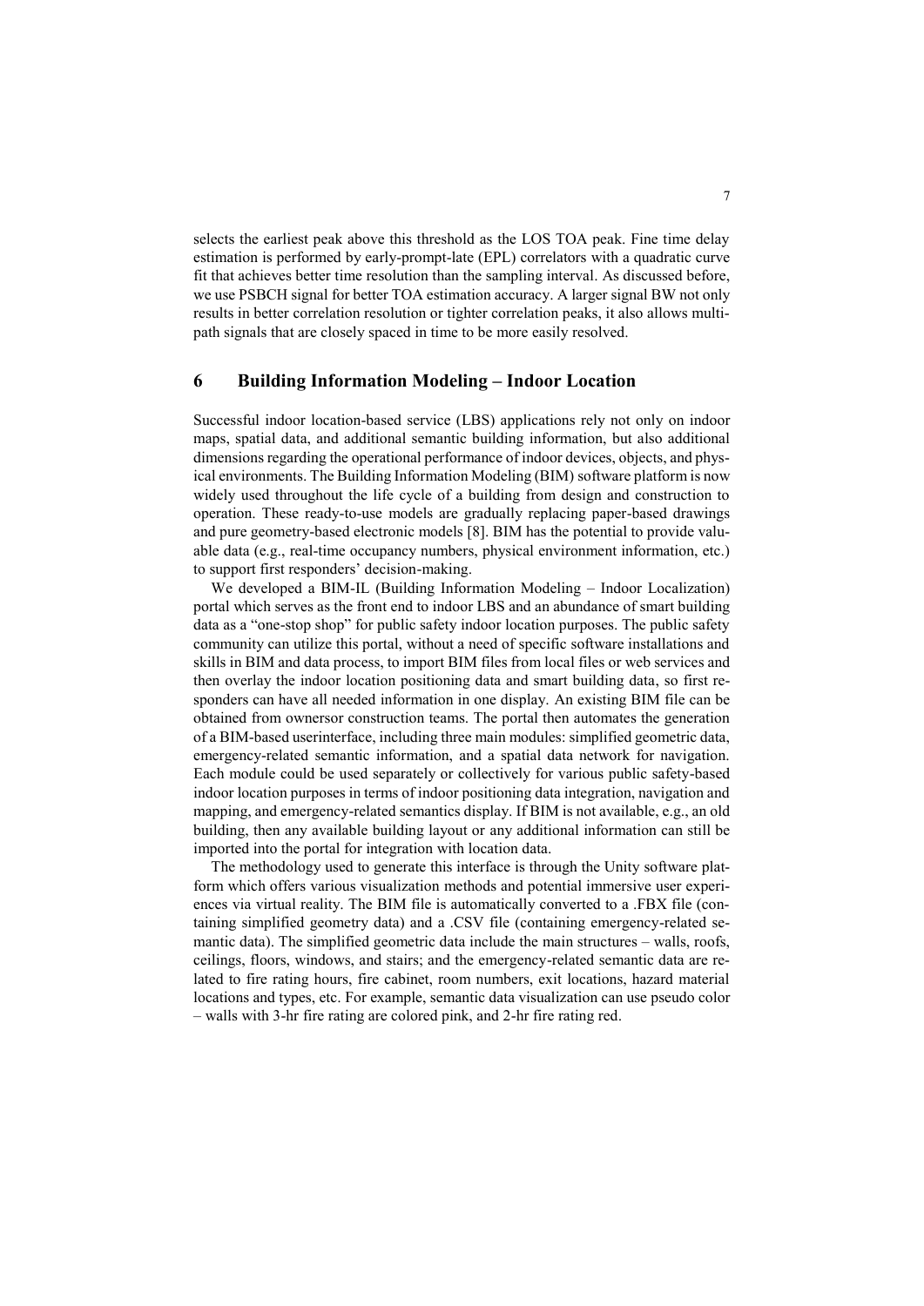selects the earliest peak above this threshold as the LOS TOA peak. Fine time delay estimation is performed by early-prompt-late (EPL) correlators with a quadratic curve fit that achieves better time resolution than the sampling interval. As discussed before, we use PSBCH signal for better TOA estimation accuracy. A larger signal BW not only results in better correlation resolution or tighter correlation peaks, it also allows multi-path signals that are closely spaced in time to be more easily resolved.

## 6 Building Information Modeling – Indoor Location

Successful indoor location-based service (LBS) applications rely not only on indoor maps, spatial data, and additional semantic building information, but also additional dimensions regarding the operational performance of indoor devices, objects, and physical environments. The Building Information Modeling (BIM) software platform is now widely used throughout the life cycle of a building from design and construction to operation. These ready-to-use models are gradually replacing paper-based drawings and pure geometry-based electronic models [8]. BIM has the potential to provide valuable data (e.g., real-time occupancy numbers, physical environment information, etc.) to support first responders' decision-making.

We developed a BIM-IL (Building Information Modeling – Indoor Localization) portal which serves as the front end to indoor LBS and an abundance of smart building data as a "one-stop shop" for public safety indoor location purposes. The public safety community can utilize this portal, without a need of specific software installations and skills in BIM and data process, to import BIM files from local files or web services and then overlay the indoor location positioning data and smart building data, so first responders can have all needed information in one display. An existing BIM file can be obtained from ownersor construction teams. The portal then automates the generation of a BIM-based userinterface, including three main modules: simplified geometric data, emergency-related semantic information, and a spatial data network for navigation. Each module could be used separately or collectively for various public safety-based indoor location purposes in terms of indoor positioning data integration, navigation and mapping, and emergency-related semantics display. If BIM is not available, e.g., an old building, then any available building layout or any additional information can still be imported into the portal for integration with location data.

The methodology used to generate this interface is through the Unity software platform which offers various visualization methods and potential immersive user experiences via virtual reality. The BIM file is automatically converted to a .FBX file (containing simplified geometry data) and a .CSV file (containing emergency-related semantic data). The simplified geometric data include the main structures – walls, roofs, ceilings, floors, windows, and stairs; and the emergency-related semantic data are related to fire rating hours, fire cabinet, room numbers, exit locations, hazard material locations and types, etc. For example, semantic data visualization can use pseudo color – walls with 3-hr fire rating are colored pink, and 2-hr fire rating red.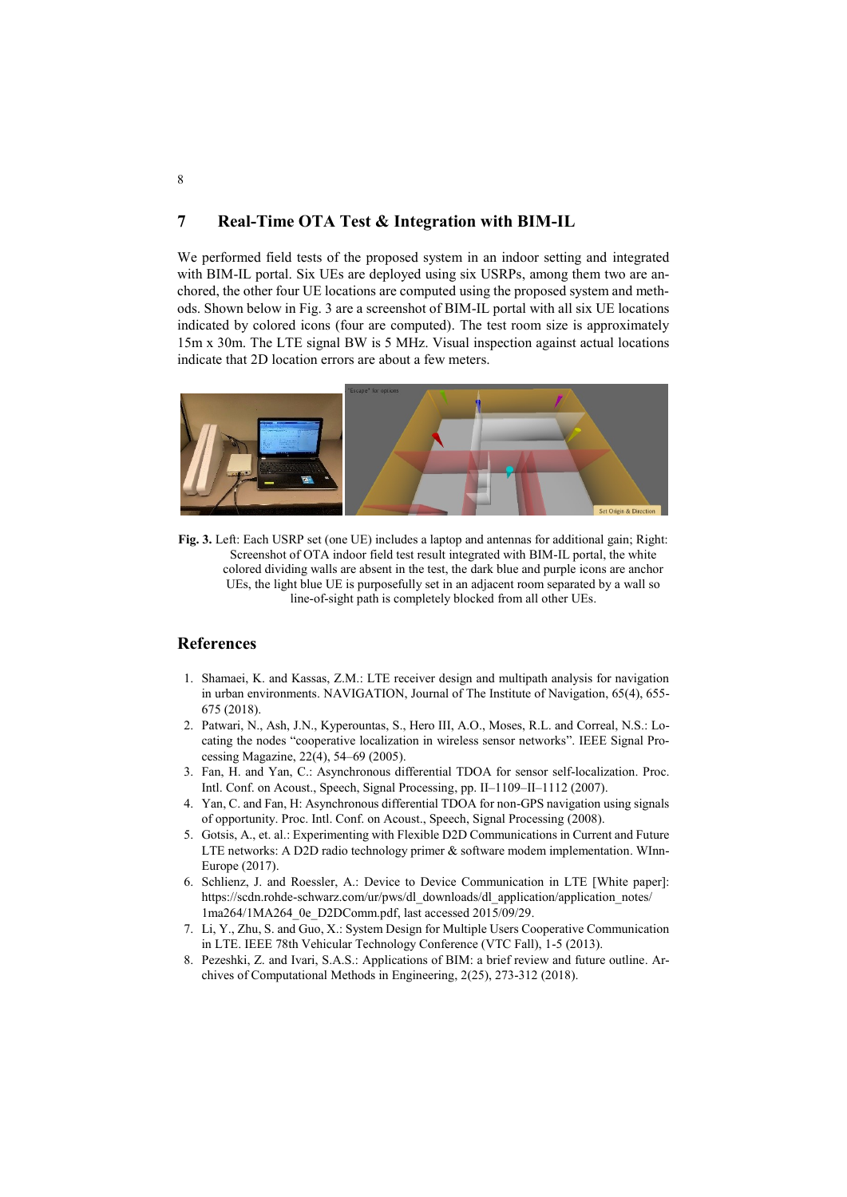## 7 Real-Time OTA Test & Integration with BIM-IL

We performed field tests of the proposed system in an indoor setting and integrated with BIM-IL portal. Six UEs are deployed using six USRPs, among them two are anchored, the other four UE locations are computed using the proposed system and methods. Shown below in Fig. 3 are a screenshot of BIM-IL portal with all six UE locations indicated by colored icons (four are computed). The test room size is approximately 15m x 30m. The LTE signal BW is 5 MHz. Visual inspection against actual locations indicate that 2D location errors are about a few meters.

**Fig. 3.** Left: Each USRP set (one UE) includes a laptop and antennas for additional gain; Right: Screenshot of OTA indoor field test result integrated with BIM-IL portal, the white colored dividing walls are absent in the test, the dark blue and purple icons are anchor UEs, the light blue UE is purposefully set in an adjacent room separated by a wall so line-of-sight path is completely blocked from all other UEs.

## References

1. Shamaei, K. and Kassas, Z.M.: LTE receiver design and multipath analysis for navigation in urban environments. NAVIGATION, Journal of The Institute of Navigation, 65(4), 655-675 (2018).
2. Patwari, N., Ash, J.N., Kyperountas, S., Hero III, A.O., Moses, R.L. and Correal, N.S.: Locating the nodes "cooperative localization in wireless sensor networks". IEEE Signal Processing Magazine, 22(4), 54–69 (2005).
3. Fan, H. and Yan, C.: Asynchronous differential TDOA for sensor self-localization. Proc. Intl. Conf. on Acoust., Speech, Signal Processing, pp. II–1109–II–1112 (2007).
4. Yan, C. and Fan, H: Asynchronous differential TDOA for non-GPS navigation using signals of opportunity. Proc. Intl. Conf. on Acoust., Speech, Signal Processing (2008).
5. Gotsis, A., et. al.: Experimenting with Flexible D2D Communications in Current and Future LTE networks: A D2D radio technology primer & software modem implementation. WInn-Europe (2017).
6. Schlienz, J. and Roessler, A.: Device to Device Communication in LTE [White paper]: https://scdn.rohde-schwarz.com/ur/pws/dl_downloads/dl_application/application_notes/1ma264/1MA264_0e_D2DComm.pdf, last accessed 2015/09/29.
7. Li, Y., Zhu, S. and Guo, X.: System Design for Multiple Users Cooperative Communication in LTE. IEEE 78th Vehicular Technology Conference (VTC Fall), 1-5 (2013).
8. Pezeshki, Z. and Ivari, S.A.S.: Applications of BIM: a brief review and future outline. Archives of Computational Methods in Engineering, 2(25), 273-312 (2018).